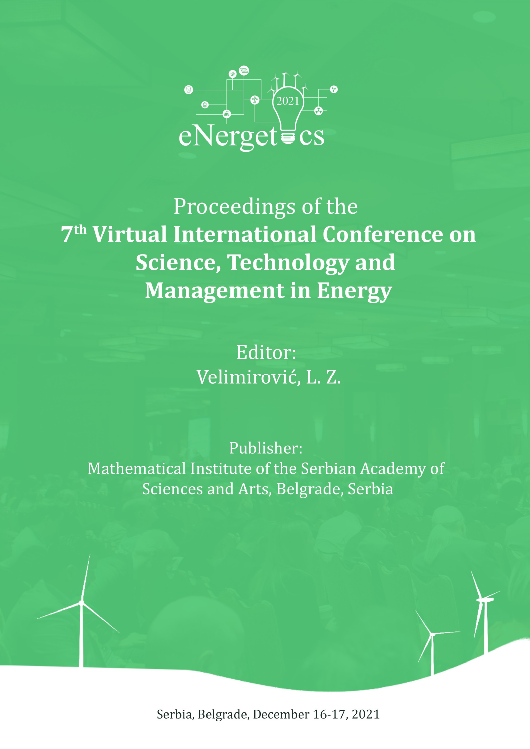eNergetics 2021

# Proceedings of the
# 7th Virtual International Conference on Science, Technology and Management in Energy

Editor:
Velimirović, L. Z.

Publisher:
Mathematical Institute of the Serbian Academy of Sciences and Arts, Belgrade, Serbia

Serbia, Belgrade, December 16-17, 2021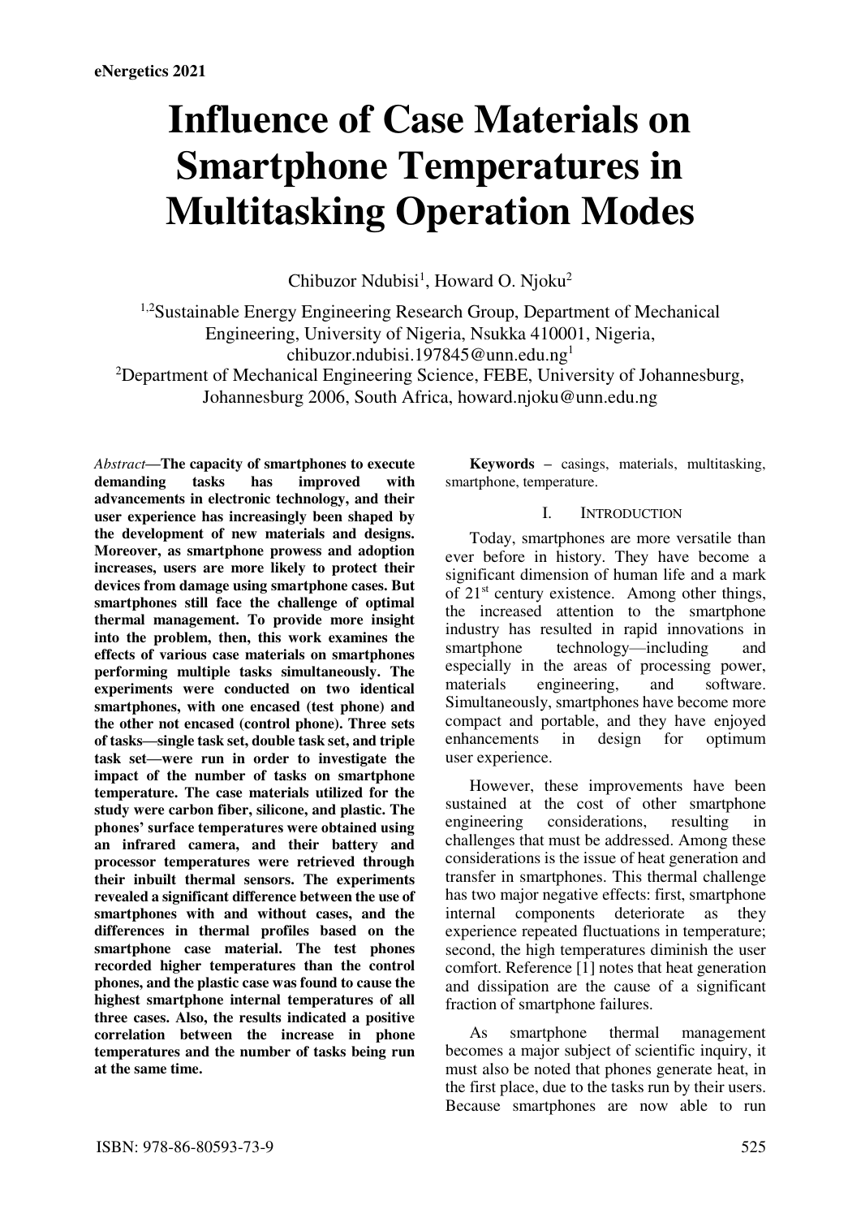# Influence of Case Materials on Smartphone Temperatures in Multitasking Operation Modes

Chibuzor Ndubisi[1], Howard O. Njoku[2]

[1,2]Sustainable Energy Engineering Research Group, Department of Mechanical Engineering, University of Nigeria, Nsukka 410001, Nigeria, chibuzor.ndubisi.197845@unn.edu.ng[1]

[2]Department of Mechanical Engineering Science, FEBE, University of Johannesburg, Johannesburg 2006, South Africa, howard.njoku@unn.edu.ng

*Abstract*—**The capacity of smartphones to execute demanding tasks has improved with advancements in electronic technology, and their user experience has increasingly been shaped by the development of new materials and designs. Moreover, as smartphone prowess and adoption increases, users are more likely to protect their devices from damage using smartphone cases. But smartphones still face the challenge of optimal thermal management. To provide more insight into the problem, then, this work examines the effects of various case materials on smartphones performing multiple tasks simultaneously. The experiments were conducted on two identical smartphones, with one encased (test phone) and the other not encased (control phone). Three sets of tasks—single task set, double task set, and triple task set—were run in order to investigate the impact of the number of tasks on smartphone temperature. The case materials utilized for the study were carbon fiber, silicone, and plastic. The phones' surface temperatures were obtained using an infrared camera, and their battery and processor temperatures were retrieved through their inbuilt thermal sensors. The experiments revealed a significant difference between the use of smartphones with and without cases, and the differences in thermal profiles based on the smartphone case material. The test phones recorded higher temperatures than the control phones, and the plastic case was found to cause the highest smartphone internal temperatures of all three cases. Also, the results indicated a positive correlation between the increase in phone temperatures and the number of tasks being run at the same time.**

**Keywords –** casings, materials, multitasking, smartphone, temperature.

## I. Introduction

Today, smartphones are more versatile than ever before in history. They have become a significant dimension of human life and a mark of 21st century existence. Among other things, the increased attention to the smartphone industry has resulted in rapid innovations in smartphone technology—including and especially in the areas of processing power, materials engineering, and software. Simultaneously, smartphones have become more compact and portable, and they have enjoyed enhancements in design for optimum user experience.

However, these improvements have been sustained at the cost of other smartphone engineering considerations, resulting in challenges that must be addressed. Among these considerations is the issue of heat generation and transfer in smartphones. This thermal challenge has two major negative effects: first, smartphone internal components deteriorate as they experience repeated fluctuations in temperature; second, the high temperatures diminish the user comfort. Reference [1] notes that heat generation and dissipation are the cause of a significant fraction of smartphone failures.

As smartphone thermal management becomes a major subject of scientific inquiry, it must also be noted that phones generate heat, in the first place, due to the tasks run by their users. Because smartphones are now able to run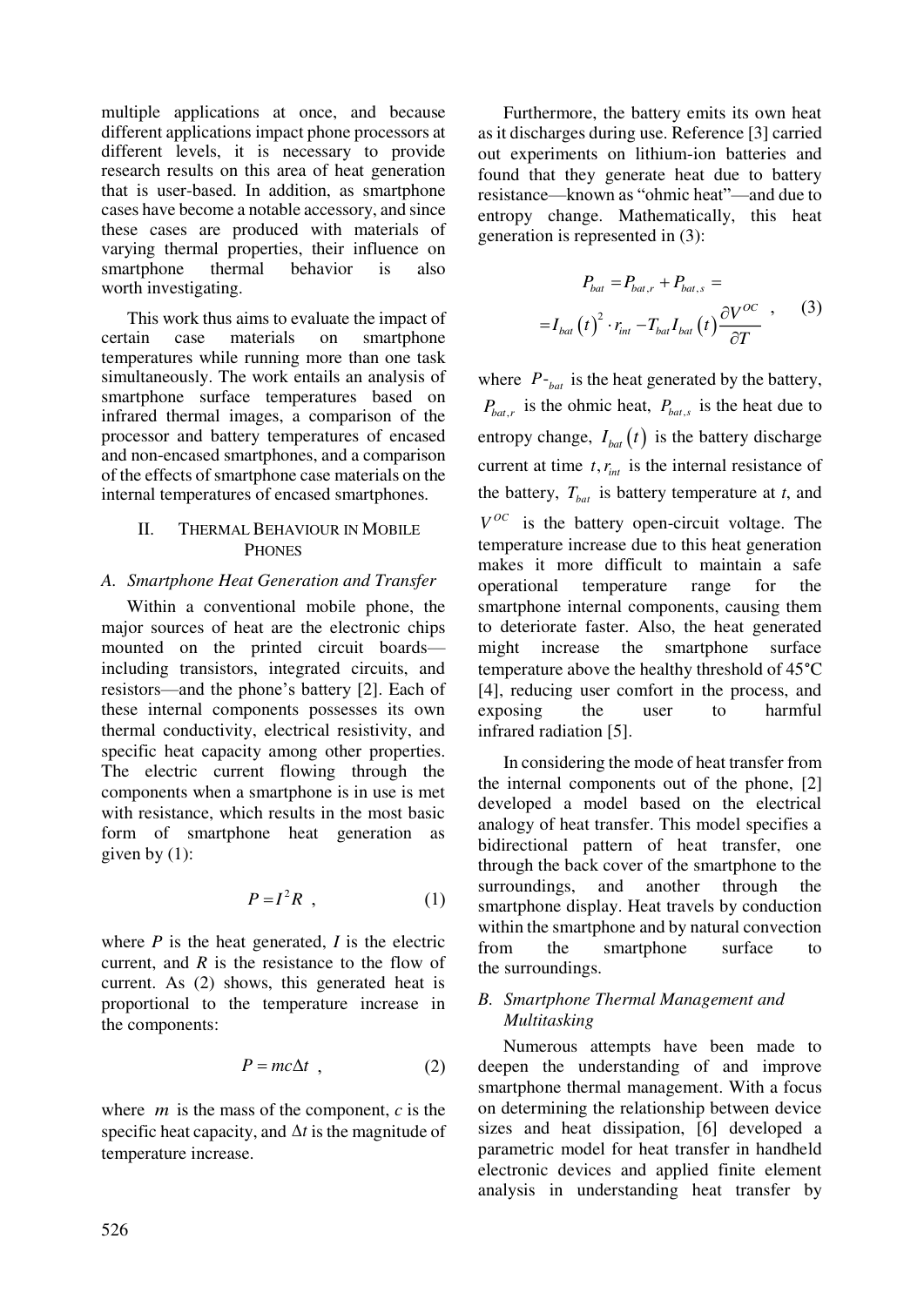multiple applications at once, and because different applications impact phone processors at different levels, it is necessary to provide research results on this area of heat generation that is user-based. In addition, as smartphone cases have become a notable accessory, and since these cases are produced with materials of varying thermal properties, their influence on smartphone thermal behavior is also worth investigating.

This work thus aims to evaluate the impact of certain case materials on smartphone temperatures while running more than one task simultaneously. The work entails an analysis of smartphone surface temperatures based on infrared thermal images, a comparison of the processor and battery temperatures of encased and non-encased smartphones, and a comparison of the effects of smartphone case materials on the internal temperatures of encased smartphones.

## II. Thermal Behaviour in Mobile Phones

### A. Smartphone Heat Generation and Transfer

Within a conventional mobile phone, the major sources of heat are the electronic chips mounted on the printed circuit boards—including transistors, integrated circuits, and resistors—and the phone's battery [2]. Each of these internal components possesses its own thermal conductivity, electrical resistivity, and specific heat capacity among other properties. The electric current flowing through the components when a smartphone is in use is met with resistance, which results in the most basic form of smartphone heat generation as given by (1):

$$P = I^2 R \ , \qquad (1)$$

where $P$ is the heat generated, $I$ is the electric current, and $R$ is the resistance to the flow of current. As (2) shows, this generated heat is proportional to the temperature increase in the components:

$$P = mc\Delta t \ , \qquad (2)$$

where $m$ is the mass of the component, $c$ is the specific heat capacity, and $\Delta t$ is the magnitude of temperature increase.

Furthermore, the battery emits its own heat as it discharges during use. Reference [3] carried out experiments on lithium-ion batteries and found that they generate heat due to battery resistance—known as "ohmic heat"—and due to entropy change. Mathematically, this heat generation is represented in (3):

$$P_{bat} = P_{bat,r} + P_{bat,s} = \\ = I_{bat}(t)^2 \cdot r_{int} - T_{bat} I_{bat}(t) \frac{\partial V^{OC}}{\partial T} \ , \qquad (3)$$

where $P\text{-}_{bat}$ is the heat generated by the battery, $P_{bat,r}$ is the ohmic heat, $P_{bat,s}$ is the heat due to entropy change, $I_{bat}(t)$ is the battery discharge current at time $t$, $r_{int}$ is the internal resistance of the battery, $T_{bat}$ is battery temperature at $t$, and $V^{OC}$ is the battery open-circuit voltage. The temperature increase due to this heat generation makes it more difficult to maintain a safe operational temperature range for the smartphone internal components, causing them to deteriorate faster. Also, the heat generated might increase the smartphone surface temperature above the healthy threshold of 45°C [4], reducing user comfort in the process, and exposing the user to harmful infrared radiation [5].

In considering the mode of heat transfer from the internal components out of the phone, [2] developed a model based on the electrical analogy of heat transfer. This model specifies a bidirectional pattern of heat transfer, one through the back cover of the smartphone to the surroundings, and another through the smartphone display. Heat travels by conduction within the smartphone and by natural convection from the smartphone surface to the surroundings.

### B. Smartphone Thermal Management and Multitasking

Numerous attempts have been made to deepen the understanding of and improve smartphone thermal management. With a focus on determining the relationship between device sizes and heat dissipation, [6] developed a parametric model for heat transfer in handheld electronic devices and applied finite element analysis in understanding heat transfer by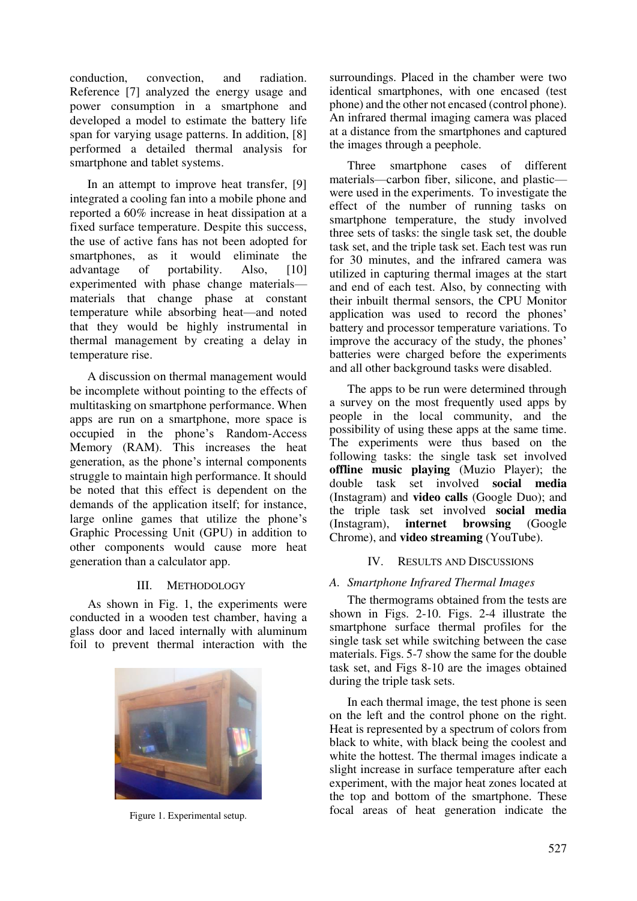conduction, convection, and radiation. Reference [7] analyzed the energy usage and power consumption in a smartphone and developed a model to estimate the battery life span for varying usage patterns. In addition, [8] performed a detailed thermal analysis for smartphone and tablet systems.

In an attempt to improve heat transfer, [9] integrated a cooling fan into a mobile phone and reported a 60% increase in heat dissipation at a fixed surface temperature. Despite this success, the use of active fans has not been adopted for smartphones, as it would eliminate the advantage of portability. Also, [10] experimented with phase change materials—materials that change phase at constant temperature while absorbing heat—and noted that they would be highly instrumental in thermal management by creating a delay in temperature rise.

A discussion on thermal management would be incomplete without pointing to the effects of multitasking on smartphone performance. When apps are run on a smartphone, more space is occupied in the phone's Random-Access Memory (RAM). This increases the heat generation, as the phone's internal components struggle to maintain high performance. It should be noted that this effect is dependent on the demands of the application itself; for instance, large online games that utilize the phone's Graphic Processing Unit (GPU) in addition to other components would cause more heat generation than a calculator app.

## III. Methodology

As shown in Fig. 1, the experiments were conducted in a wooden test chamber, having a glass door and laced internally with aluminum foil to prevent thermal interaction with the surroundings. Placed in the chamber were two identical smartphones, with one encased (test phone) and the other not encased (control phone). An infrared thermal imaging camera was placed at a distance from the smartphones and captured the images through a peephole.

Figure 1. Experimental setup.

Three smartphone cases of different materials—carbon fiber, silicone, and plastic—were used in the experiments. To investigate the effect of the number of running tasks on smartphone temperature, the study involved three sets of tasks: the single task set, the double task set, and the triple task set. Each test was run for 30 minutes, and the infrared camera was utilized in capturing thermal images at the start and end of each test. Also, by connecting with their inbuilt thermal sensors, the CPU Monitor application was used to record the phones' battery and processor temperature variations. To improve the accuracy of the study, the phones' batteries were charged before the experiments and all other background tasks were disabled.

The apps to be run were determined through a survey on the most frequently used apps by people in the local community, and the possibility of using these apps at the same time. The experiments were thus based on the following tasks: the single task set involved **offline music playing** (Muzio Player); the double task set involved **social media** (Instagram) and **video calls** (Google Duo); and the triple task set involved **social media** (Instagram), **internet browsing** (Google Chrome), and **video streaming** (YouTube).

## IV. Results and Discussions

### *A. Smartphone Infrared Thermal Images*

The thermograms obtained from the tests are shown in Figs. 2-10. Figs. 2-4 illustrate the smartphone surface thermal profiles for the single task set while switching between the case materials. Figs. 5-7 show the same for the double task set, and Figs 8-10 are the images obtained during the triple task sets.

In each thermal image, the test phone is seen on the left and the control phone on the right. Heat is represented by a spectrum of colors from black to white, with black being the coolest and white the hottest. The thermal images indicate a slight increase in surface temperature after each experiment, with the major heat zones located at the top and bottom of the smartphone. These focal areas of heat generation indicate the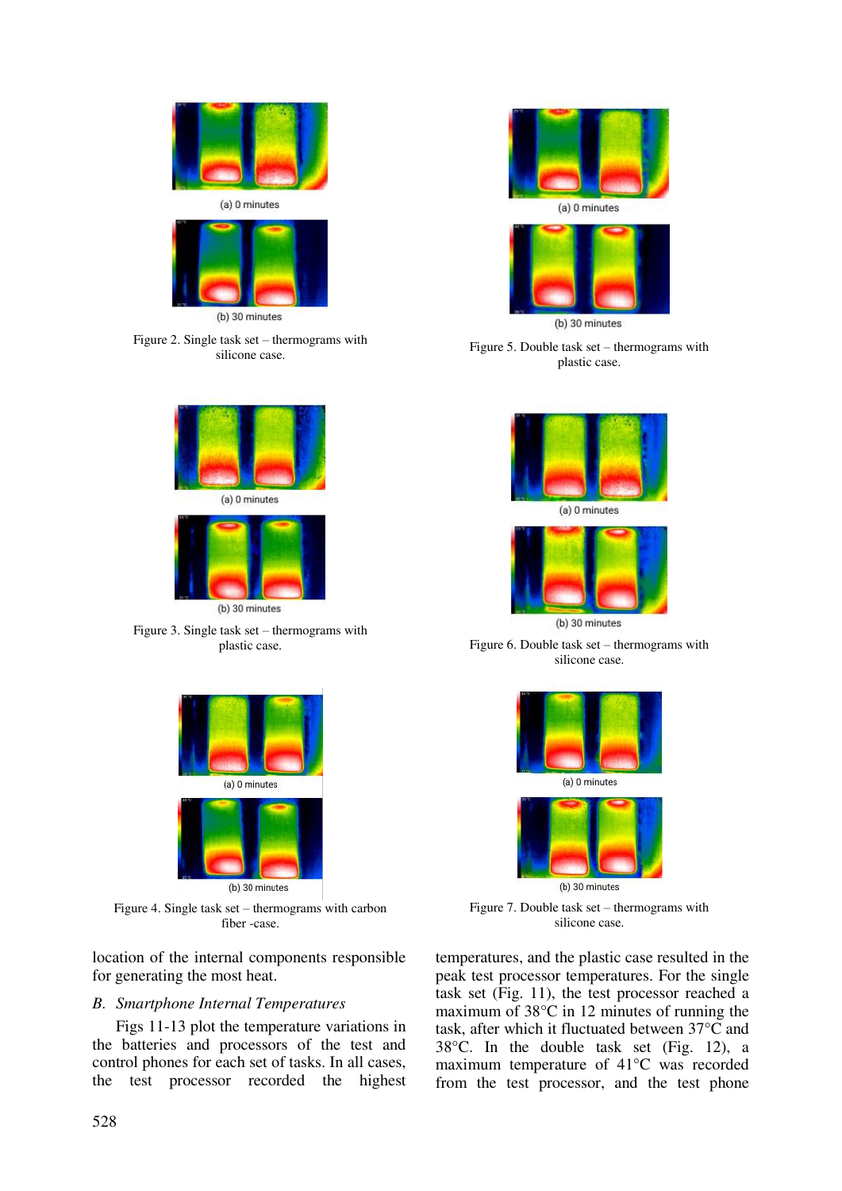(a) 0 minutes

(b) 30 minutes

Figure 2. Single task set – thermograms with silicone case.

(a) 0 minutes

(b) 30 minutes

Figure 3. Single task set – thermograms with plastic case.

(a) 0 minutes

(b) 30 minutes

Figure 4. Single task set – thermograms with carbon fiber -case.

(a) 0 minutes

(b) 30 minutes

Figure 5. Double task set – thermograms with plastic case.

(a) 0 minutes

(b) 30 minutes

Figure 6. Double task set – thermograms with silicone case.

(a) 0 minutes

(b) 30 minutes

Figure 7. Double task set – thermograms with silicone case.

location of the internal components responsible for generating the most heat.

### *B. Smartphone Internal Temperatures*

Figs 11-13 plot the temperature variations in the batteries and processors of the test and control phones for each set of tasks. In all cases, the test processor recorded the highest temperatures, and the plastic case resulted in the peak test processor temperatures. For the single task set (Fig. 11), the test processor reached a maximum of 38°C in 12 minutes of running the task, after which it fluctuated between 37°C and 38°C. In the double task set (Fig. 12), a maximum temperature of 41°C was recorded from the test processor, and the test phone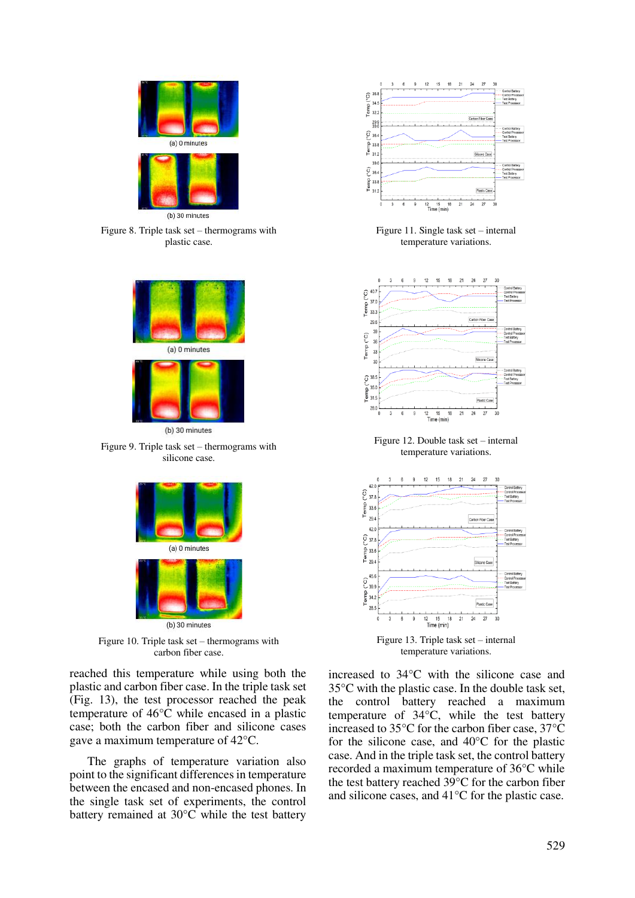Figure 8. Triple task set – thermograms with plastic case.

Figure 9. Triple task set – thermograms with silicone case.

Figure 10. Triple task set – thermograms with carbon fiber case.

Figure 11. Single task set – internal temperature variations.

Figure 12. Double task set – internal temperature variations.

Figure 13. Triple task set – internal temperature variations.

reached this temperature while using both the plastic and carbon fiber case. In the triple task set (Fig. 13), the test processor reached the peak temperature of 46°C while encased in a plastic case; both the carbon fiber and silicone cases gave a maximum temperature of 42°C.

The graphs of temperature variation also point to the significant differences in temperature between the encased and non-encased phones. In the single task set of experiments, the control battery remained at 30°C while the test battery increased to 34°C with the silicone case and 35°C with the plastic case. In the double task set, the control battery reached a maximum temperature of 34°C, while the test battery increased to 35°C for the carbon fiber case, 37°C for the silicone case, and 40°C for the plastic case. And in the triple task set, the control battery recorded a maximum temperature of 36°C while the test battery reached 39°C for the carbon fiber and silicone cases, and 41°C for the plastic case.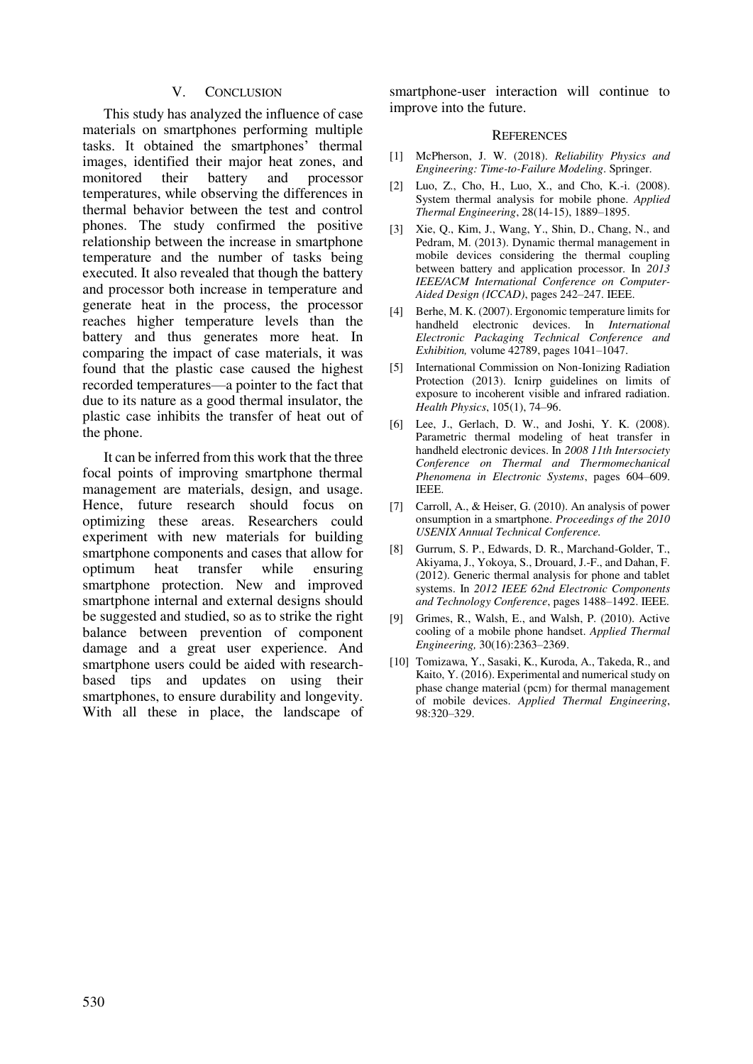## V. Conclusion

This study has analyzed the influence of case materials on smartphones performing multiple tasks. It obtained the smartphones' thermal images, identified their major heat zones, and monitored their battery and processor temperatures, while observing the differences in thermal behavior between the test and control phones. The study confirmed the positive relationship between the increase in smartphone temperature and the number of tasks being executed. It also revealed that though the battery and processor both increase in temperature and generate heat in the process, the processor reaches higher temperature levels than the battery and thus generates more heat. In comparing the impact of case materials, it was found that the plastic case caused the highest recorded temperatures—a pointer to the fact that due to its nature as a good thermal insulator, the plastic case inhibits the transfer of heat out of the phone.

It can be inferred from this work that the three focal points of improving smartphone thermal management are materials, design, and usage. Hence, future research should focus on optimizing these areas. Researchers could experiment with new materials for building smartphone components and cases that allow for optimum heat transfer while ensuring smartphone protection. New and improved smartphone internal and external designs should be suggested and studied, so as to strike the right balance between prevention of component damage and a great user experience. And smartphone users could be aided with research-based tips and updates on using their smartphones, to ensure durability and longevity. With all these in place, the landscape of smartphone-user interaction will continue to improve into the future.

## References

[1] McPherson, J. W. (2018). *Reliability Physics and Engineering: Time-to-Failure Modeling*. Springer.

[2] Luo, Z., Cho, H., Luo, X., and Cho, K.-i. (2008). System thermal analysis for mobile phone. *Applied Thermal Engineering*, 28(14-15), 1889–1895.

[3] Xie, Q., Kim, J., Wang, Y., Shin, D., Chang, N., and Pedram, M. (2013). Dynamic thermal management in mobile devices considering the thermal coupling between battery and application processor. In *2013 IEEE/ACM International Conference on Computer-Aided Design (ICCAD)*, pages 242–247. IEEE.

[4] Berhe, M. K. (2007). Ergonomic temperature limits for handheld electronic devices. In *International Electronic Packaging Technical Conference and Exhibition,* volume 42789, pages 1041–1047.

[5] International Commission on Non-Ionizing Radiation Protection (2013). Icnirp guidelines on limits of exposure to incoherent visible and infrared radiation. *Health Physics*, 105(1), 74–96.

[6] Lee, J., Gerlach, D. W., and Joshi, Y. K. (2008). Parametric thermal modeling of heat transfer in handheld electronic devices. In *2008 11th Intersociety Conference on Thermal and Thermomechanical Phenomena in Electronic Systems*, pages 604–609. IEEE.

[7] Carroll, A., & Heiser, G. (2010). An analysis of power onsumption in a smartphone. *Proceedings of the 2010 USENIX Annual Technical Conference.*

[8] Gurrum, S. P., Edwards, D. R., Marchand-Golder, T., Akiyama, J., Yokoya, S., Drouard, J.-F., and Dahan, F. (2012). Generic thermal analysis for phone and tablet systems. In *2012 IEEE 62nd Electronic Components and Technology Conference*, pages 1488–1492. IEEE.

[9] Grimes, R., Walsh, E., and Walsh, P. (2010). Active cooling of a mobile phone handset. *Applied Thermal Engineering,* 30(16):2363–2369.

[10] Tomizawa, Y., Sasaki, K., Kuroda, A., Takeda, R., and Kaito, Y. (2016). Experimental and numerical study on phase change material (pcm) for thermal management of mobile devices. *Applied Thermal Engineering*, 98:320–329.